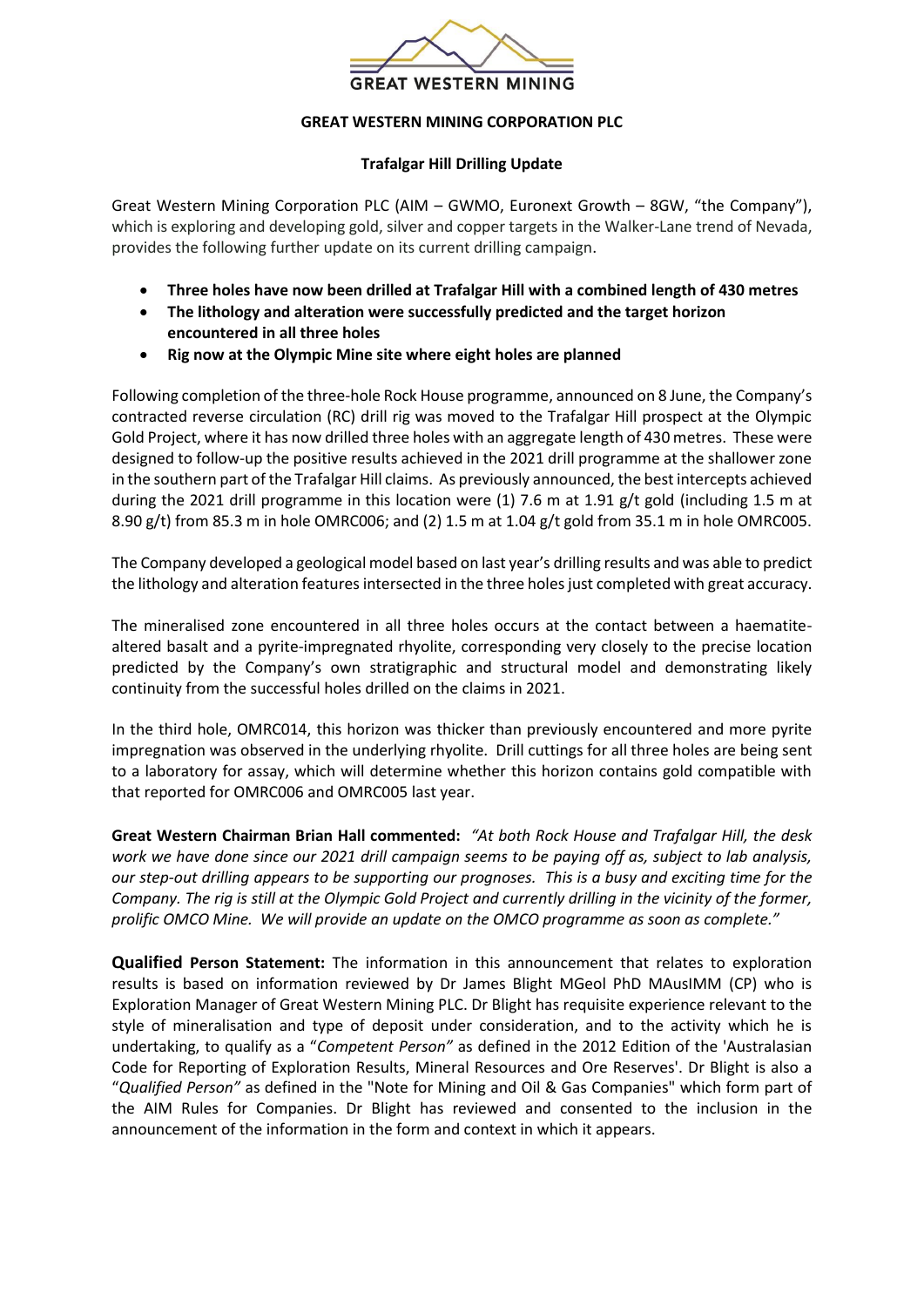**GREAT WESTERN MINING CORPORATION PLC**

**Trafalgar Hill Drilling Update**

Great Western Mining Corporation PLC (AIM – GWMO, Euronext Growth – 8GW, "the Company"), which is exploring and developing gold, silver and copper targets in the Walker-Lane trend of Nevada, provides the following further update on its current drilling campaign.

- **Three holes have now been drilled at Trafalgar Hill with a combined length of 430 metres**
- **The lithology and alteration were successfully predicted and the target horizon encountered in all three holes**
- **Rig now at the Olympic Mine site where eight holes are planned**

Following completion of the three-hole Rock House programme, announced on 8 June, the Company's contracted reverse circulation (RC) drill rig was moved to the Trafalgar Hill prospect at the Olympic Gold Project, where it has now drilled three holes with an aggregate length of 430 metres. These were designed to follow-up the positive results achieved in the 2021 drill programme at the shallower zone in the southern part of the Trafalgar Hill claims. As previously announced, the best intercepts achieved during the 2021 drill programme in this location were (1) 7.6 m at 1.91 g/t gold (including 1.5 m at 8.90 g/t) from 85.3 m in hole OMRC006; and (2) 1.5 m at 1.04 g/t gold from 35.1 m in hole OMRC005.

The Company developed a geological model based on last year's drilling results and was able to predict the lithology and alteration features intersected in the three holes just completed with great accuracy.

The mineralised zone encountered in all three holes occurs at the contact between a haematite-altered basalt and a pyrite-impregnated rhyolite, corresponding very closely to the precise location predicted by the Company's own stratigraphic and structural model and demonstrating likely continuity from the successful holes drilled on the claims in 2021.

In the third hole, OMRC014, this horizon was thicker than previously encountered and more pyrite impregnation was observed in the underlying rhyolite. Drill cuttings for all three holes are being sent to a laboratory for assay, which will determine whether this horizon contains gold compatible with that reported for OMRC006 and OMRC005 last year.

**Great Western Chairman Brian Hall commented:** *"At both Rock House and Trafalgar Hill, the desk work we have done since our 2021 drill campaign seems to be paying off as, subject to lab analysis, our step-out drilling appears to be supporting our prognoses. This is a busy and exciting time for the Company. The rig is still at the Olympic Gold Project and currently drilling in the vicinity of the former, prolific OMCO Mine. We will provide an update on the OMCO programme as soon as complete."*

**Qualified Person Statement:** The information in this announcement that relates to exploration results is based on information reviewed by Dr James Blight MGeol PhD MAusIMM (CP) who is Exploration Manager of Great Western Mining PLC. Dr Blight has requisite experience relevant to the style of mineralisation and type of deposit under consideration, and to the activity which he is undertaking, to qualify as a "*Competent Person"* as defined in the 2012 Edition of the 'Australasian Code for Reporting of Exploration Results, Mineral Resources and Ore Reserves'. Dr Blight is also a "*Qualified Person"* as defined in the "Note for Mining and Oil & Gas Companies" which form part of the AIM Rules for Companies. Dr Blight has reviewed and consented to the inclusion in the announcement of the information in the form and context in which it appears.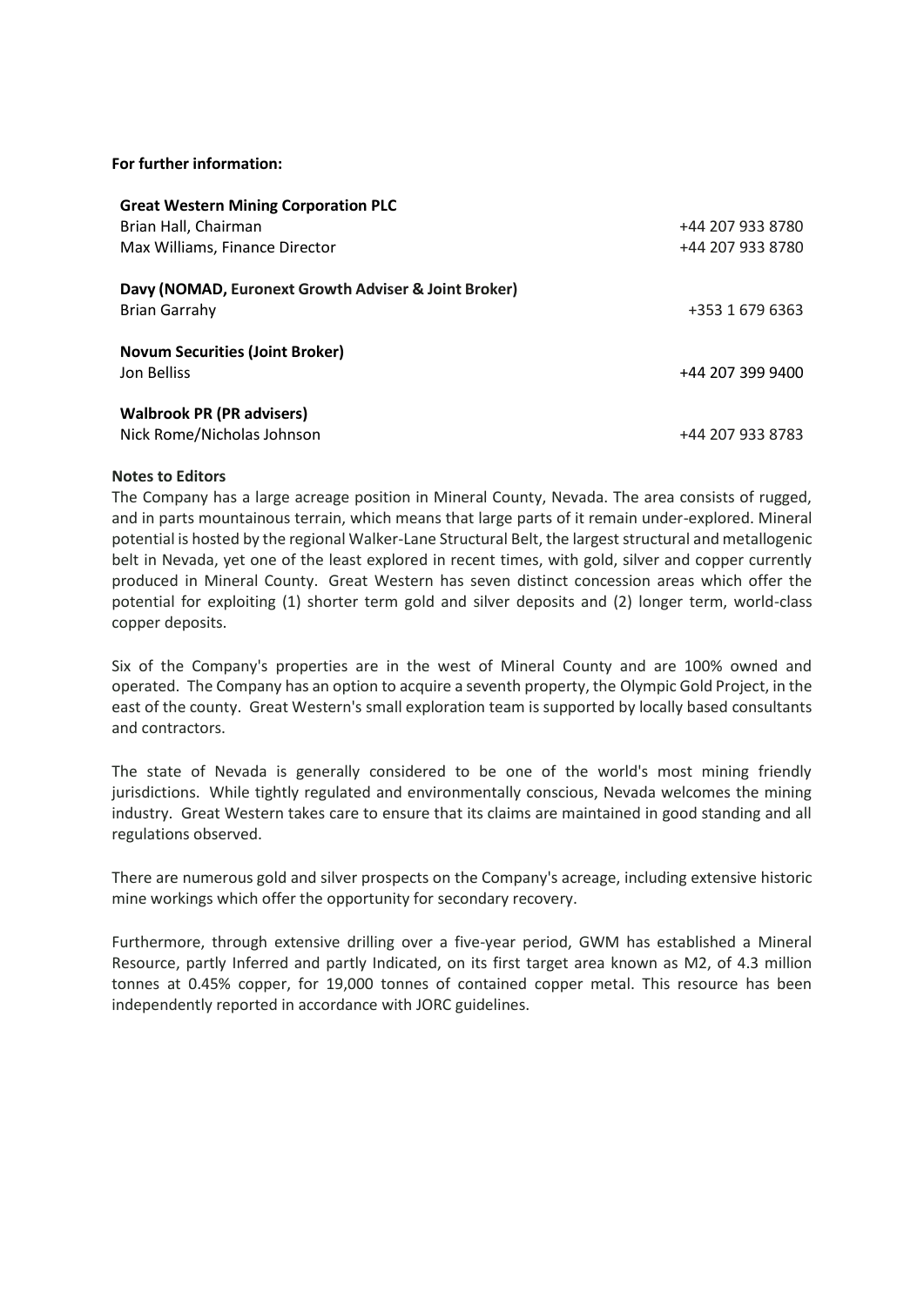**For further information:**

| | |
|---|---|
| **Great Western Mining Corporation PLC** | |
| Brian Hall, Chairman | +44 207 933 8780 |
| Max Williams, Finance Director | +44 207 933 8780 |
| **Davy (NOMAD, Euronext Growth Adviser & Joint Broker)** | |
| Brian Garrahy | +353 1 679 6363 |
| **Novum Securities (Joint Broker)** | |
| Jon Belliss | +44 207 399 9400 |
| **Walbrook PR (PR advisers)** | |
| Nick Rome/Nicholas Johnson | +44 207 933 8783 |

**Notes to Editors**

The Company has a large acreage position in Mineral County, Nevada. The area consists of rugged, and in parts mountainous terrain, which means that large parts of it remain under-explored. Mineral potential is hosted by the regional Walker-Lane Structural Belt, the largest structural and metallogenic belt in Nevada, yet one of the least explored in recent times, with gold, silver and copper currently produced in Mineral County. Great Western has seven distinct concession areas which offer the potential for exploiting (1) shorter term gold and silver deposits and (2) longer term, world-class copper deposits.

Six of the Company's properties are in the west of Mineral County and are 100% owned and operated. The Company has an option to acquire a seventh property, the Olympic Gold Project, in the east of the county. Great Western's small exploration team is supported by locally based consultants and contractors.

The state of Nevada is generally considered to be one of the world's most mining friendly jurisdictions. While tightly regulated and environmentally conscious, Nevada welcomes the mining industry. Great Western takes care to ensure that its claims are maintained in good standing and all regulations observed.

There are numerous gold and silver prospects on the Company's acreage, including extensive historic mine workings which offer the opportunity for secondary recovery.

Furthermore, through extensive drilling over a five-year period, GWM has established a Mineral Resource, partly Inferred and partly Indicated, on its first target area known as M2, of 4.3 million tonnes at 0.45% copper, for 19,000 tonnes of contained copper metal. This resource has been independently reported in accordance with JORC guidelines.